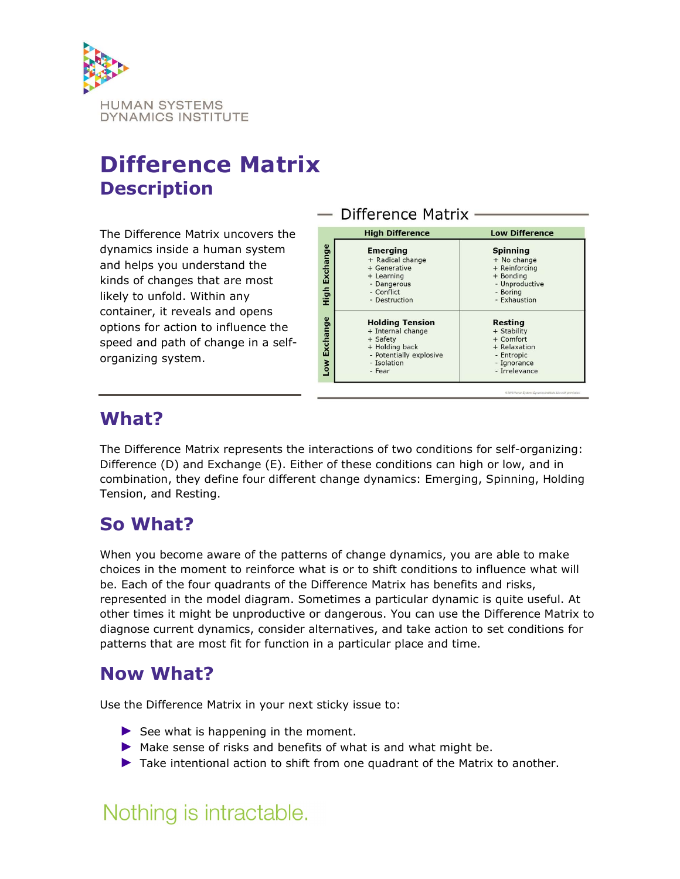HUMAN SYSTEMS DYNAMICS INSTITUTE

# Difference Matrix
## Description

The Difference Matrix uncovers the dynamics inside a human system and helps you understand the kinds of changes that are most likely to unfold. Within any container, it reveals and opens options for action to influence the speed and path of change in a self-organizing system.

**Difference Matrix**

| | High Difference | Low Difference |
|---|---|---|
| **High Exchange** | **Emerging**<br>+ Radical change<br>+ Generative<br>+ Learning<br>- Dangerous<br>- Conflict<br>- Destruction | **Spinning**<br>+ No change<br>+ Reinforcing<br>+ Bonding<br>- Unproductive<br>- Boring<br>- Exhaustion |
| **Low Exchange** | **Holding Tension**<br>+ Internal change<br>+ Safety<br>+ Holding back<br>- Potentially explosive<br>- Isolation<br>- Fear | **Resting**<br>+ Stability<br>+ Comfort<br>+ Relaxation<br>- Entropic<br>- Ignorance<br>- Irrelevance |

## What?

The Difference Matrix represents the interactions of two conditions for self-organizing: Difference (D) and Exchange (E). Either of these conditions can high or low, and in combination, they define four different change dynamics: Emerging, Spinning, Holding Tension, and Resting.

## So What?

When you become aware of the patterns of change dynamics, you are able to make choices in the moment to reinforce what is or to shift conditions to influence what will be. Each of the four quadrants of the Difference Matrix has benefits and risks, represented in the model diagram. Sometimes a particular dynamic is quite useful. At other times it might be unproductive or dangerous. You can use the Difference Matrix to diagnose current dynamics, consider alternatives, and take action to set conditions for patterns that are most fit for function in a particular place and time.

## Now What?

Use the Difference Matrix in your next sticky issue to:

- See what is happening in the moment.
- Make sense of risks and benefits of what is and what might be.
- Take intentional action to shift from one quadrant of the Matrix to another.

Nothing is intractable.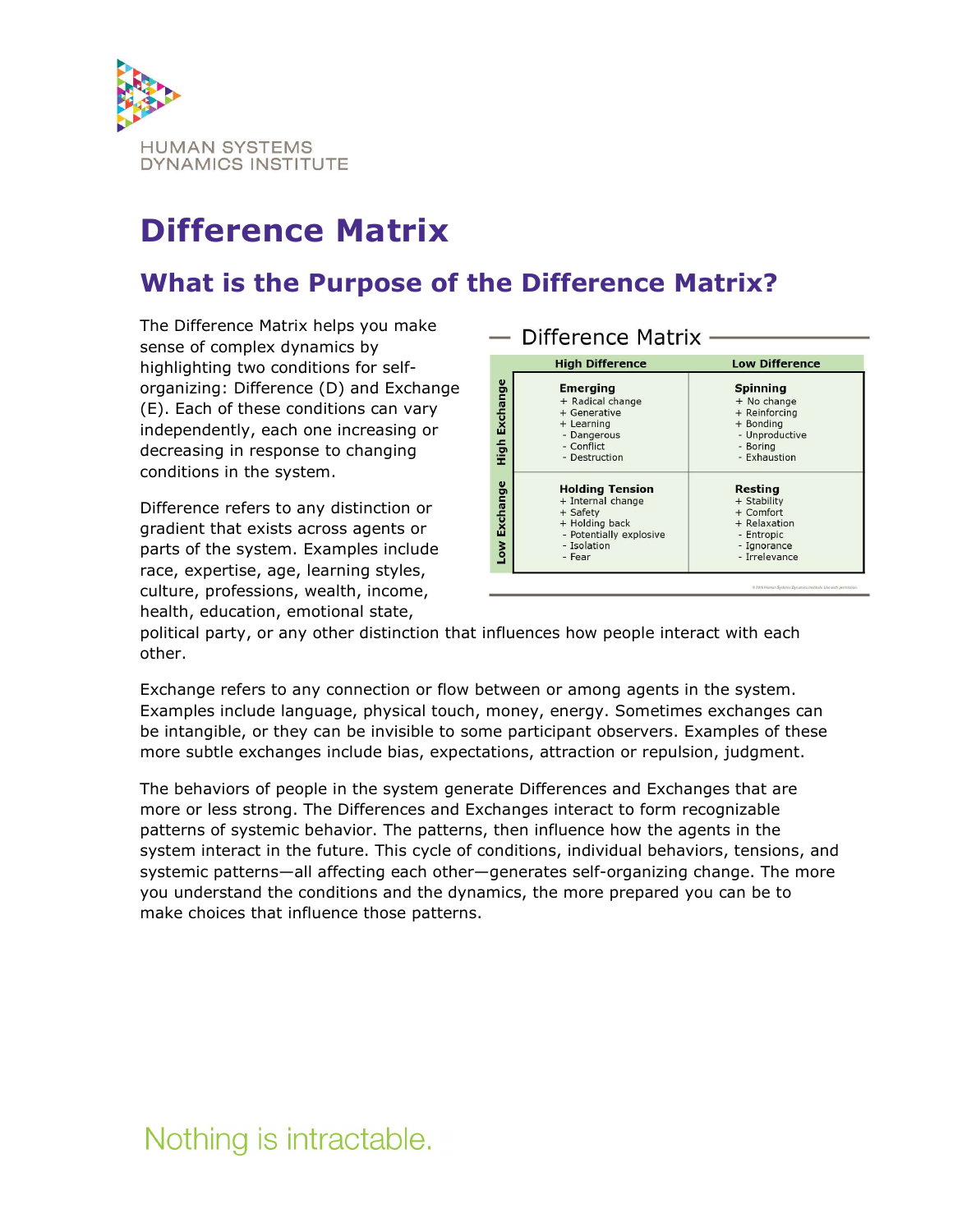# Difference Matrix

## What is the Purpose of the Difference Matrix?

The Difference Matrix helps you make sense of complex dynamics by highlighting two conditions for self-organizing: Difference (D) and Exchange (E). Each of these conditions can vary independently, each one increasing or decreasing in response to changing conditions in the system.

**Difference Matrix**

| | High Difference | Low Difference |
|---|---|---|
| **High Exchange** | **Emerging**<br>+ Radical change<br>+ Generative<br>+ Learning<br>- Dangerous<br>- Conflict<br>- Destruction | **Spinning**<br>+ No change<br>+ Reinforcing<br>+ Bonding<br>- Unproductive<br>- Boring<br>- Exhaustion |
| **Low Exchange** | **Holding Tension**<br>+ Internal change<br>+ Safety<br>+ Holding back<br>- Potentially explosive<br>- Isolation<br>- Fear | **Resting**<br>+ Stability<br>+ Comfort<br>+ Relaxation<br>- Entropic<br>- Ignorance<br>- Irrelevance |

Difference refers to any distinction or gradient that exists across agents or parts of the system. Examples include race, expertise, age, learning styles, culture, professions, wealth, income, health, education, emotional state, political party, or any other distinction that influences how people interact with each other.

Exchange refers to any connection or flow between or among agents in the system. Examples include language, physical touch, money, energy. Sometimes exchanges can be intangible, or they can be invisible to some participant observers. Examples of these more subtle exchanges include bias, expectations, attraction or repulsion, judgment.

The behaviors of people in the system generate Differences and Exchanges that are more or less strong. The Differences and Exchanges interact to form recognizable patterns of systemic behavior. The patterns, then influence how the agents in the system interact in the future. This cycle of conditions, individual behaviors, tensions, and systemic patterns—all affecting each other—generates self-organizing change. The more you understand the conditions and the dynamics, the more prepared you can be to make choices that influence those patterns.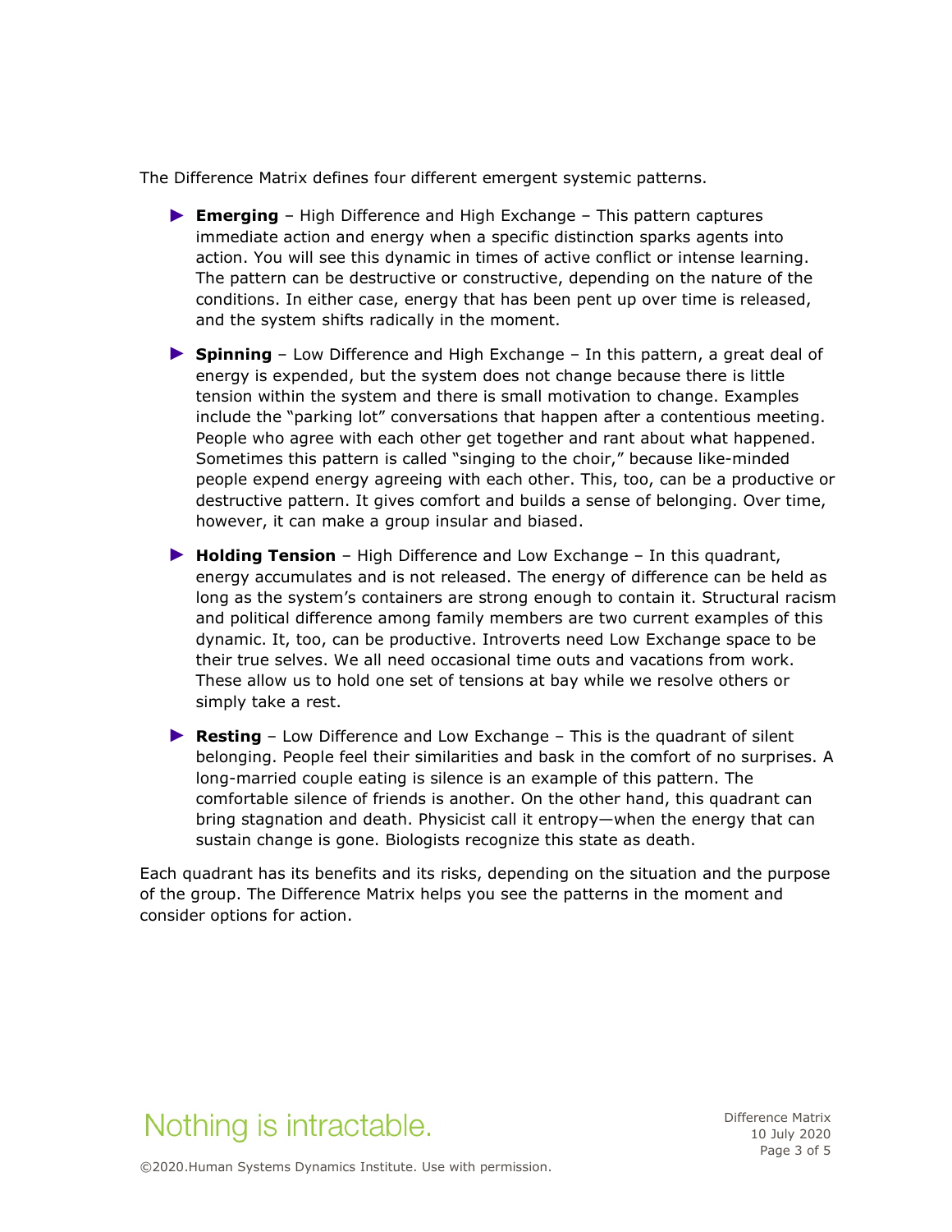The Difference Matrix defines four different emergent systemic patterns.

- **Emerging** – High Difference and High Exchange – This pattern captures immediate action and energy when a specific distinction sparks agents into action. You will see this dynamic in times of active conflict or intense learning. The pattern can be destructive or constructive, depending on the nature of the conditions. In either case, energy that has been pent up over time is released, and the system shifts radically in the moment.
- **Spinning** – Low Difference and High Exchange – In this pattern, a great deal of energy is expended, but the system does not change because there is little tension within the system and there is small motivation to change. Examples include the "parking lot" conversations that happen after a contentious meeting. People who agree with each other get together and rant about what happened. Sometimes this pattern is called "singing to the choir," because like-minded people expend energy agreeing with each other. This, too, can be a productive or destructive pattern. It gives comfort and builds a sense of belonging. Over time, however, it can make a group insular and biased.
- **Holding Tension** – High Difference and Low Exchange – In this quadrant, energy accumulates and is not released. The energy of difference can be held as long as the system's containers are strong enough to contain it. Structural racism and political difference among family members are two current examples of this dynamic. It, too, can be productive. Introverts need Low Exchange space to be their true selves. We all need occasional time outs and vacations from work. These allow us to hold one set of tensions at bay while we resolve others or simply take a rest.
- **Resting** – Low Difference and Low Exchange – This is the quadrant of silent belonging. People feel their similarities and bask in the comfort of no surprises. A long-married couple eating is silence is an example of this pattern. The comfortable silence of friends is another. On the other hand, this quadrant can bring stagnation and death. Physicist call it entropy—when the energy that can sustain change is gone. Biologists recognize this state as death.

Each quadrant has its benefits and its risks, depending on the situation and the purpose of the group. The Difference Matrix helps you see the patterns in the moment and consider options for action.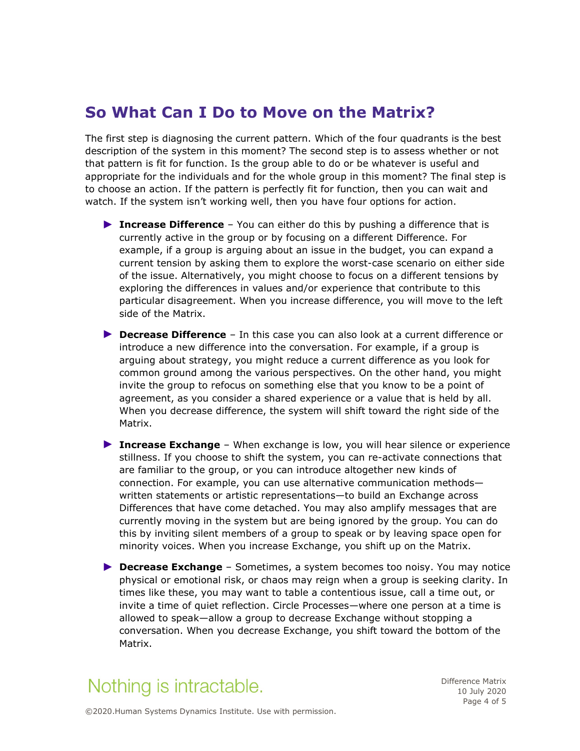## So What Can I Do to Move on the Matrix?

The first step is diagnosing the current pattern. Which of the four quadrants is the best description of the system in this moment? The second step is to assess whether or not that pattern is fit for function. Is the group able to do or be whatever is useful and appropriate for the individuals and for the whole group in this moment? The final step is to choose an action. If the pattern is perfectly fit for function, then you can wait and watch. If the system isn't working well, then you have four options for action.

- **Increase Difference** – You can either do this by pushing a difference that is currently active in the group or by focusing on a different Difference. For example, if a group is arguing about an issue in the budget, you can expand a current tension by asking them to explore the worst-case scenario on either side of the issue. Alternatively, you might choose to focus on a different tensions by exploring the differences in values and/or experience that contribute to this particular disagreement. When you increase difference, you will move to the left side of the Matrix.

- **Decrease Difference** – In this case you can also look at a current difference or introduce a new difference into the conversation. For example, if a group is arguing about strategy, you might reduce a current difference as you look for common ground among the various perspectives. On the other hand, you might invite the group to refocus on something else that you know to be a point of agreement, as you consider a shared experience or a value that is held by all. When you decrease difference, the system will shift toward the right side of the Matrix.

- **Increase Exchange** – When exchange is low, you will hear silence or experience stillness. If you choose to shift the system, you can re-activate connections that are familiar to the group, or you can introduce altogether new kinds of connection. For example, you can use alternative communication methods—written statements or artistic representations—to build an Exchange across Differences that have come detached. You may also amplify messages that are currently moving in the system but are being ignored by the group. You can do this by inviting silent members of a group to speak or by leaving space open for minority voices. When you increase Exchange, you shift up on the Matrix.

- **Decrease Exchange** – Sometimes, a system becomes too noisy. You may notice physical or emotional risk, or chaos may reign when a group is seeking clarity. In times like these, you may want to table a contentious issue, call a time out, or invite a time of quiet reflection. Circle Processes—where one person at a time is allowed to speak—allow a group to decrease Exchange without stopping a conversation. When you decrease Exchange, you shift toward the bottom of the Matrix.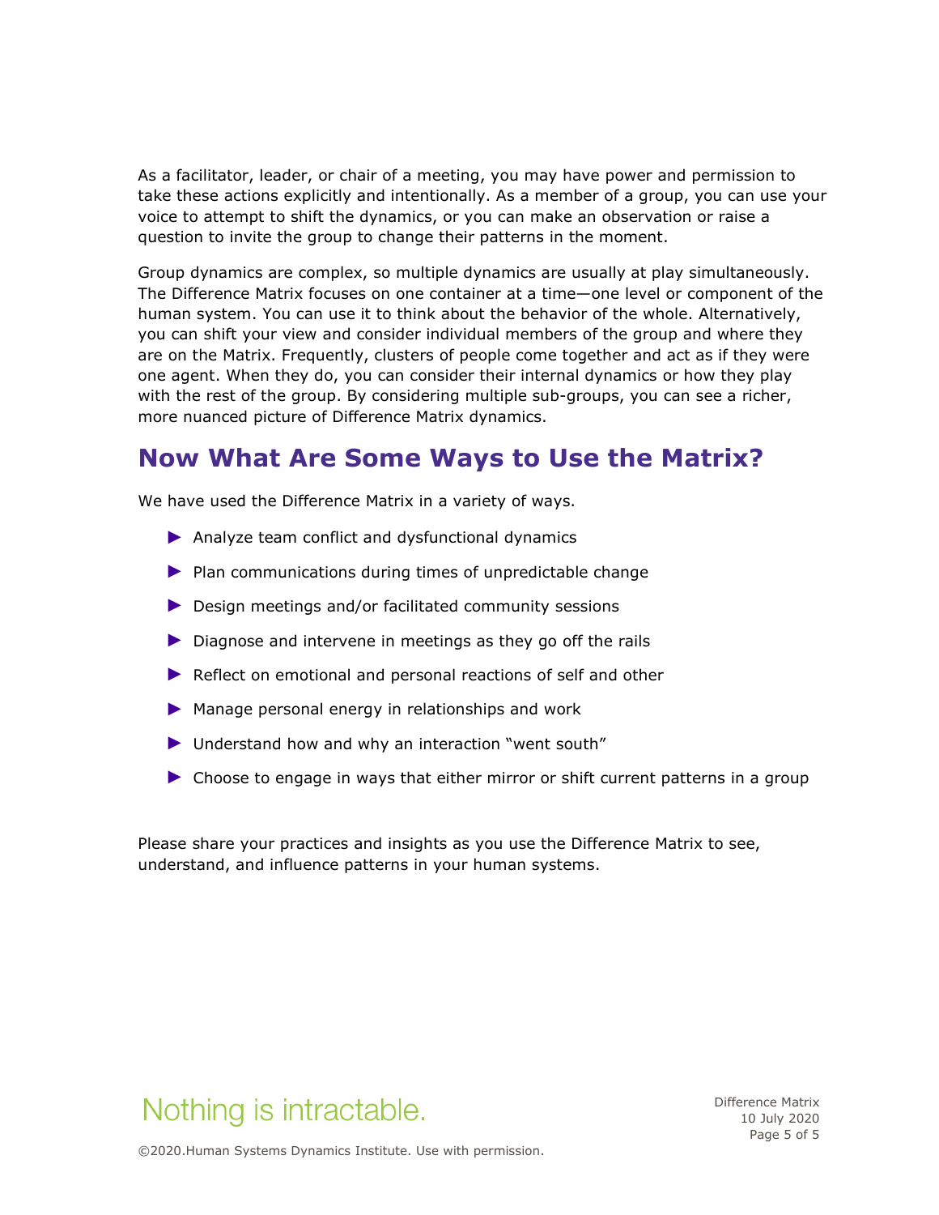As a facilitator, leader, or chair of a meeting, you may have power and permission to take these actions explicitly and intentionally. As a member of a group, you can use your voice to attempt to shift the dynamics, or you can make an observation or raise a question to invite the group to change their patterns in the moment.

Group dynamics are complex, so multiple dynamics are usually at play simultaneously. The Difference Matrix focuses on one container at a time—one level or component of the human system. You can use it to think about the behavior of the whole. Alternatively, you can shift your view and consider individual members of the group and where they are on the Matrix. Frequently, clusters of people come together and act as if they were one agent. When they do, you can consider their internal dynamics or how they play with the rest of the group. By considering multiple sub-groups, you can see a richer, more nuanced picture of Difference Matrix dynamics.

## Now What Are Some Ways to Use the Matrix?

We have used the Difference Matrix in a variety of ways.

- Analyze team conflict and dysfunctional dynamics
- Plan communications during times of unpredictable change
- Design meetings and/or facilitated community sessions
- Diagnose and intervene in meetings as they go off the rails
- Reflect on emotional and personal reactions of self and other
- Manage personal energy in relationships and work
- Understand how and why an interaction "went south"
- Choose to engage in ways that either mirror or shift current patterns in a group

Please share your practices and insights as you use the Difference Matrix to see, understand, and influence patterns in your human systems.

Nothing is intractable.

©2020.Human Systems Dynamics Institute. Use with permission.